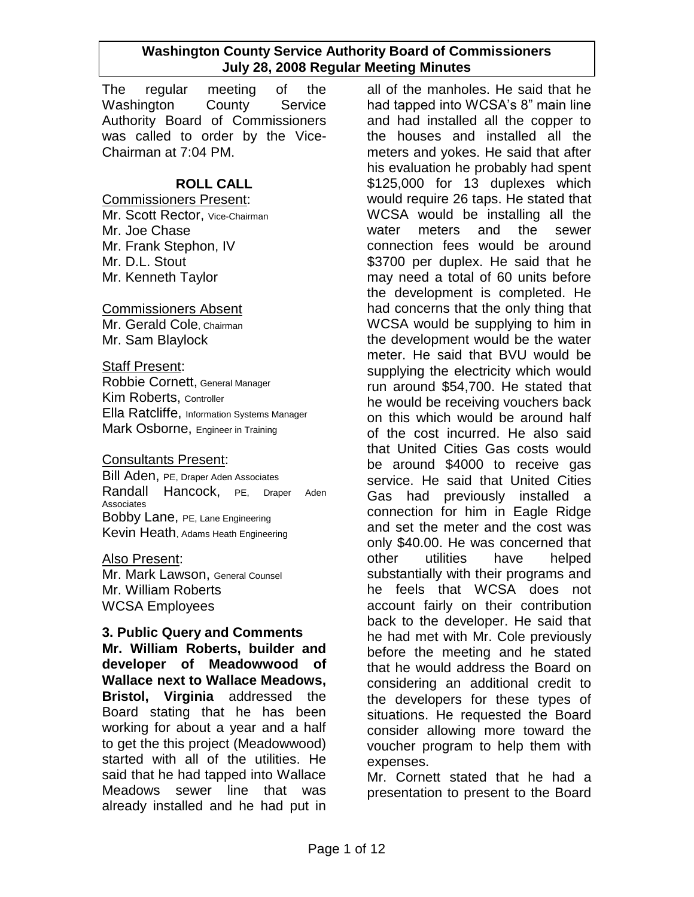# Washington County Service Authority Board of Commissioners
## July 28, 2008 Regular Meeting Minutes

The regular meeting of the Washington County Service Authority Board of Commissioners was called to order by the Vice-Chairman at 7:04 PM.

### ROLL CALL

Commissioners Present:
Mr. Scott Rector, Vice-Chairman
Mr. Joe Chase
Mr. Frank Stephon, IV
Mr. D.L. Stout
Mr. Kenneth Taylor

Commissioners Absent
Mr. Gerald Cole, Chairman
Mr. Sam Blaylock

Staff Present:
Robbie Cornett, General Manager
Kim Roberts, Controller
Ella Ratcliffe, Information Systems Manager
Mark Osborne, Engineer in Training

Consultants Present:
Bill Aden, PE, Draper Aden Associates
Randall Hancock, PE, Draper Aden Associates
Bobby Lane, PE, Lane Engineering
Kevin Heath, Adams Heath Engineering

Also Present:
Mr. Mark Lawson, General Counsel
Mr. William Roberts
WCSA Employees

**3. Public Query and Comments**

**Mr. William Roberts, builder and developer of Meadowwood of Wallace next to Wallace Meadows, Bristol, Virginia** addressed the Board stating that he has been working for about a year and a half to get the this project (Meadowwood) started with all of the utilities. He said that he had tapped into Wallace Meadows sewer line that was already installed and he had put in all of the manholes. He said that he had tapped into WCSA's 8" main line and had installed all the copper to the houses and installed all the meters and yokes. He said that after his evaluation he probably had spent \$125,000 for 13 duplexes which would require 26 taps. He stated that WCSA would be installing all the water meters and the sewer connection fees would be around \$3700 per duplex. He said that he may need a total of 60 units before the development is completed. He had concerns that the only thing that WCSA would be supplying to him in the development would be the water meter. He said that BVU would be supplying the electricity which would run around \$54,700. He stated that he would be receiving vouchers back on this which would be around half of the cost incurred. He also said that United Cities Gas costs would be around \$4000 to receive gas service. He said that United Cities Gas had previously installed a connection for him in Eagle Ridge and set the meter and the cost was only \$40.00. He was concerned that other utilities have helped substantially with their programs and he feels that WCSA does not account fairly on their contribution back to the developer. He said that he had met with Mr. Cole previously before the meeting and he stated that he would address the Board on considering an additional credit to the developers for these types of situations. He requested the Board consider allowing more toward the voucher program to help them with expenses.

Mr. Cornett stated that he had a presentation to present to the Board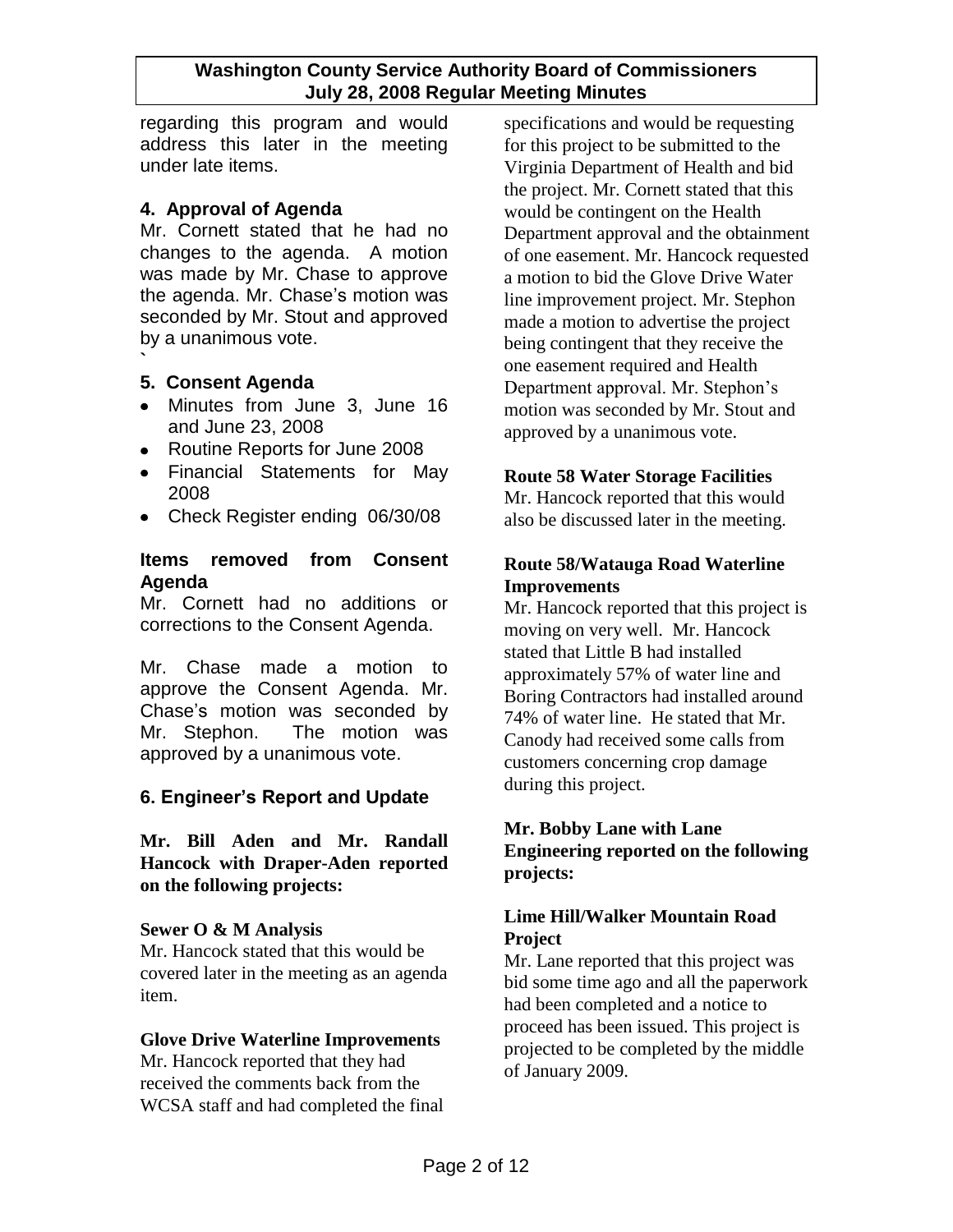regarding this program and would address this later in the meeting under late items.

## 4. Approval of Agenda

Mr. Cornett stated that he had no changes to the agenda. A motion was made by Mr. Chase to approve the agenda. Mr. Chase's motion was seconded by Mr. Stout and approved by a unanimous vote.

`

## 5. Consent Agenda

- Minutes from June 3, June 16 and June 23, 2008
- Routine Reports for June 2008
- Financial Statements for May 2008
- Check Register ending 06/30/08

### Items removed from Consent Agenda

Mr. Cornett had no additions or corrections to the Consent Agenda.

Mr. Chase made a motion to approve the Consent Agenda. Mr. Chase's motion was seconded by Mr. Stephon. The motion was approved by a unanimous vote.

## 6. Engineer's Report and Update

**Mr. Bill Aden and Mr. Randall Hancock with Draper-Aden reported on the following projects:**

**Sewer O & M Analysis**

Mr. Hancock stated that this would be covered later in the meeting as an agenda item.

**Glove Drive Waterline Improvements**

Mr. Hancock reported that they had received the comments back from the WCSA staff and had completed the final specifications and would be requesting for this project to be submitted to the Virginia Department of Health and bid the project. Mr. Cornett stated that this would be contingent on the Health Department approval and the obtainment of one easement. Mr. Hancock requested a motion to bid the Glove Drive Water line improvement project. Mr. Stephon made a motion to advertise the project being contingent that they receive the one easement required and Health Department approval. Mr. Stephon's motion was seconded by Mr. Stout and approved by a unanimous vote.

**Route 58 Water Storage Facilities**

Mr. Hancock reported that this would also be discussed later in the meeting.

**Route 58/Watauga Road Waterline Improvements**

Mr. Hancock reported that this project is moving on very well. Mr. Hancock stated that Little B had installed approximately 57% of water line and Boring Contractors had installed around 74% of water line. He stated that Mr. Canody had received some calls from customers concerning crop damage during this project.

**Mr. Bobby Lane with Lane Engineering reported on the following projects:**

**Lime Hill/Walker Mountain Road Project**

Mr. Lane reported that this project was bid some time ago and all the paperwork had been completed and a notice to proceed has been issued. This project is projected to be completed by the middle of January 2009.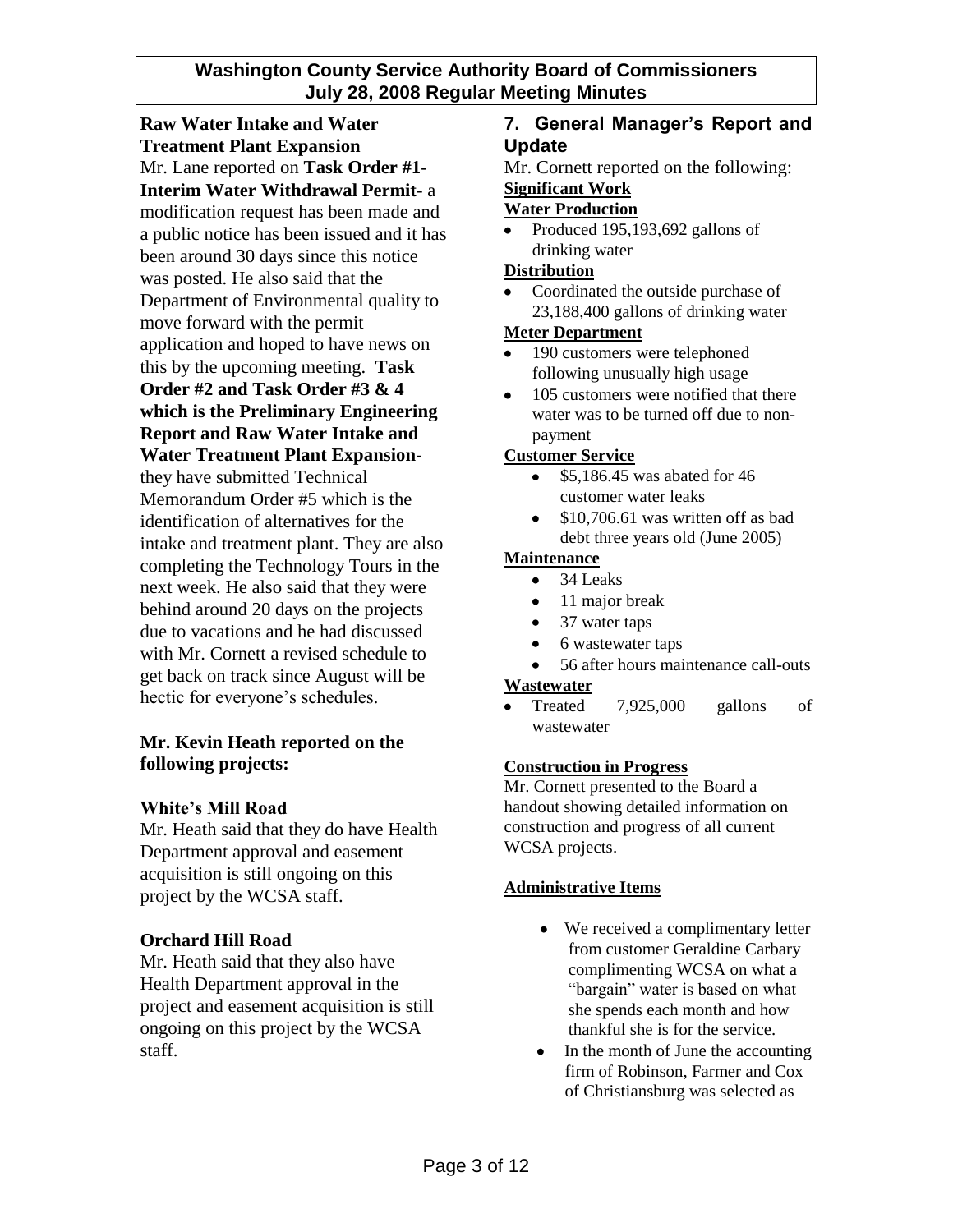**Raw Water Intake and Water Treatment Plant Expansion**

Mr. Lane reported on **Task Order #1-Interim Water Withdrawal Permit**- a modification request has been made and a public notice has been issued and it has been around 30 days since this notice was posted. He also said that the Department of Environmental quality to move forward with the permit application and hoped to have news on this by the upcoming meeting. **Task Order #2 and Task Order #3 & 4 which is the Preliminary Engineering Report and Raw Water Intake and Water Treatment Plant Expansion**- they have submitted Technical Memorandum Order #5 which is the identification of alternatives for the intake and treatment plant. They are also completing the Technology Tours in the next week. He also said that they were behind around 20 days on the projects due to vacations and he had discussed with Mr. Cornett a revised schedule to get back on track since August will be hectic for everyone's schedules.

**Mr. Kevin Heath reported on the following projects:**

**White's Mill Road**

Mr. Heath said that they do have Health Department approval and easement acquisition is still ongoing on this project by the WCSA staff.

**Orchard Hill Road**

Mr. Heath said that they also have Health Department approval in the project and easement acquisition is still ongoing on this project by the WCSA staff.

## 7. General Manager's Report and Update

Mr. Cornett reported on the following:

**Significant Work**

**Water Production**

- Produced 195,193,692 gallons of drinking water

**Distribution**

- Coordinated the outside purchase of 23,188,400 gallons of drinking water

**Meter Department**

- 190 customers were telephoned following unusually high usage
- 105 customers were notified that there water was to be turned off due to non-payment

**Customer Service**

- $5,186.45 was abated for 46 customer water leaks
- $10,706.61 was written off as bad debt three years old (June 2005)

**Maintenance**

- 34 Leaks
- 11 major break
- 37 water taps
- 6 wastewater taps
- 56 after hours maintenance call-outs

**Wastewater**

- Treated 7,925,000 gallons of wastewater

**Construction in Progress**

Mr. Cornett presented to the Board a handout showing detailed information on construction and progress of all current WCSA projects.

**Administrative Items**

- We received a complimentary letter from customer Geraldine Carbary complimenting WCSA on what a "bargain" water is based on what she spends each month and how thankful she is for the service.
- In the month of June the accounting firm of Robinson, Farmer and Cox of Christiansburg was selected as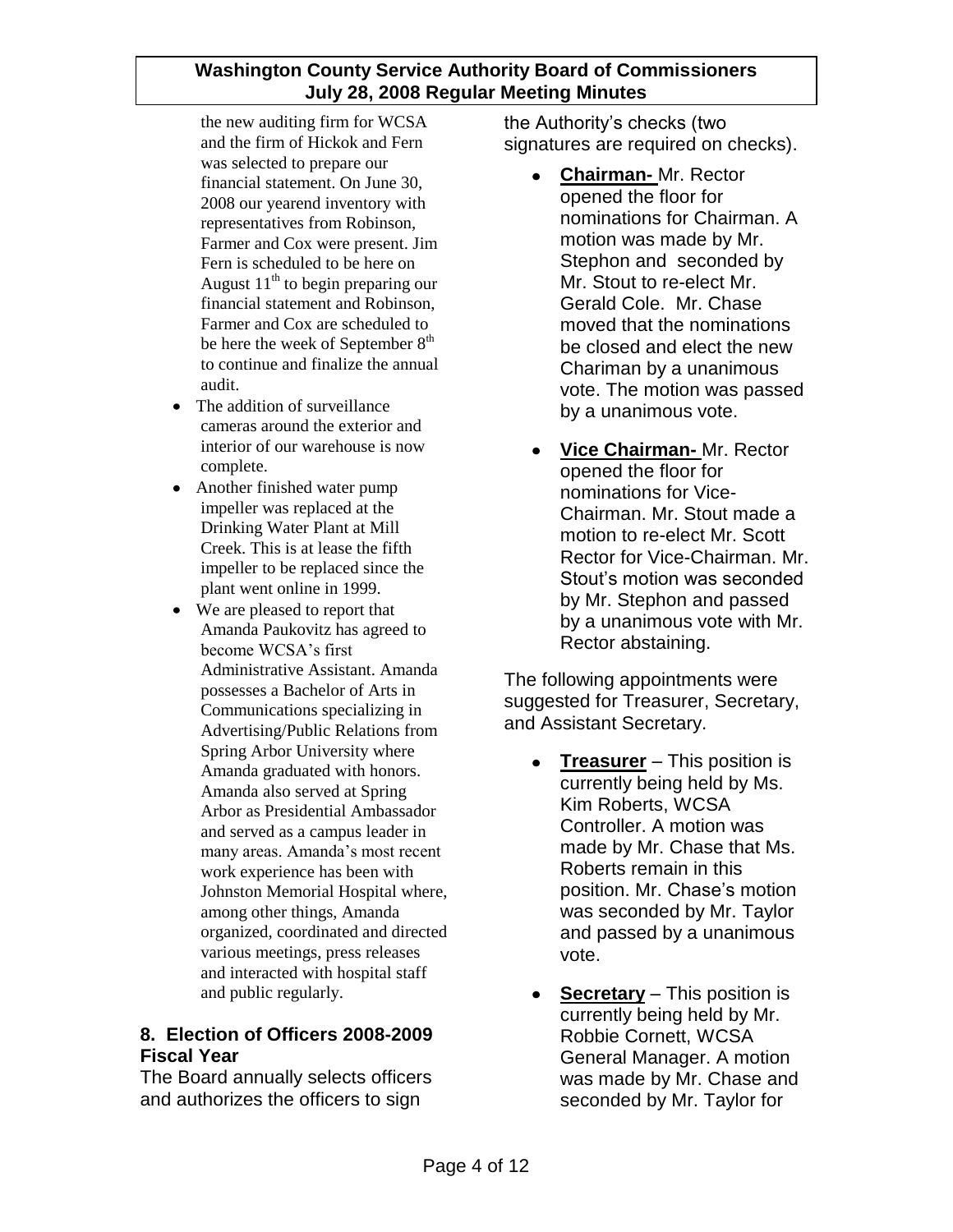the new auditing firm for WCSA and the firm of Hickok and Fern was selected to prepare our financial statement. On June 30, 2008 our yearend inventory with representatives from Robinson, Farmer and Cox were present. Jim Fern is scheduled to be here on August 11th to begin preparing our financial statement and Robinson, Farmer and Cox are scheduled to be here the week of September 8th to continue and finalize the annual audit.

- The addition of surveillance cameras around the exterior and interior of our warehouse is now complete.
- Another finished water pump impeller was replaced at the Drinking Water Plant at Mill Creek. This is at lease the fifth impeller to be replaced since the plant went online in 1999.
- We are pleased to report that Amanda Paukovitz has agreed to become WCSA's first Administrative Assistant. Amanda possesses a Bachelor of Arts in Communications specializing in Advertising/Public Relations from Spring Arbor University where Amanda graduated with honors. Amanda also served at Spring Arbor as Presidential Ambassador and served as a campus leader in many areas. Amanda's most recent work experience has been with Johnston Memorial Hospital where, among other things, Amanda organized, coordinated and directed various meetings, press releases and interacted with hospital staff and public regularly.

## 8. Election of Officers 2008-2009 Fiscal Year

The Board annually selects officers and authorizes the officers to sign the Authority's checks (two signatures are required on checks).

- **Chairman-** Mr. Rector opened the floor for nominations for Chairman. A motion was made by Mr. Stephon and seconded by Mr. Stout to re-elect Mr. Gerald Cole. Mr. Chase moved that the nominations be closed and elect the new Chariman by a unanimous vote. The motion was passed by a unanimous vote.
- **Vice Chairman-** Mr. Rector opened the floor for nominations for Vice-Chairman. Mr. Stout made a motion to re-elect Mr. Scott Rector for Vice-Chairman. Mr. Stout's motion was seconded by Mr. Stephon and passed by a unanimous vote with Mr. Rector abstaining.

The following appointments were suggested for Treasurer, Secretary, and Assistant Secretary.

- **Treasurer** – This position is currently being held by Ms. Kim Roberts, WCSA Controller. A motion was made by Mr. Chase that Ms. Roberts remain in this position. Mr. Chase's motion was seconded by Mr. Taylor and passed by a unanimous vote.
- **Secretary** – This position is currently being held by Mr. Robbie Cornett, WCSA General Manager. A motion was made by Mr. Chase and seconded by Mr. Taylor for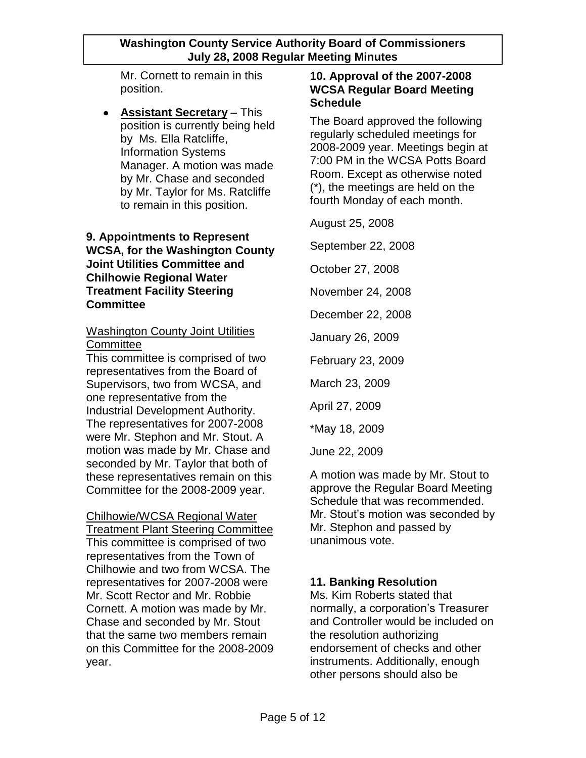Mr. Cornett to remain in this position.

- **Assistant Secretary** – This position is currently being held by Ms. Ella Ratcliffe, Information Systems Manager. A motion was made by Mr. Chase and seconded by Mr. Taylor for Ms. Ratcliffe to remain in this position.

**9. Appointments to Represent WCSA, for the Washington County Joint Utilities Committee and Chilhowie Regional Water Treatment Facility Steering Committee**

Washington County Joint Utilities Committee

This committee is comprised of two representatives from the Board of Supervisors, two from WCSA, and one representative from the Industrial Development Authority. The representatives for 2007-2008 were Mr. Stephon and Mr. Stout. A motion was made by Mr. Chase and seconded by Mr. Taylor that both of these representatives remain on this Committee for the 2008-2009 year.

Chilhowie/WCSA Regional Water Treatment Plant Steering Committee

This committee is comprised of two representatives from the Town of Chilhowie and two from WCSA. The representatives for 2007-2008 were Mr. Scott Rector and Mr. Robbie Cornett. A motion was made by Mr. Chase and seconded by Mr. Stout that the same two members remain on this Committee for the 2008-2009 year.

**10. Approval of the 2007-2008 WCSA Regular Board Meeting Schedule**

The Board approved the following regularly scheduled meetings for 2008-2009 year. Meetings begin at 7:00 PM in the WCSA Potts Board Room. Except as otherwise noted (*), the meetings are held on the fourth Monday of each month.

August 25, 2008

September 22, 2008

October 27, 2008

November 24, 2008

December 22, 2008

January 26, 2009

February 23, 2009

March 23, 2009

April 27, 2009

*May 18, 2009

June 22, 2009

A motion was made by Mr. Stout to approve the Regular Board Meeting Schedule that was recommended. Mr. Stout's motion was seconded by Mr. Stephon and passed by unanimous vote.

**11. Banking Resolution**

Ms. Kim Roberts stated that normally, a corporation's Treasurer and Controller would be included on the resolution authorizing endorsement of checks and other instruments. Additionally, enough other persons should also be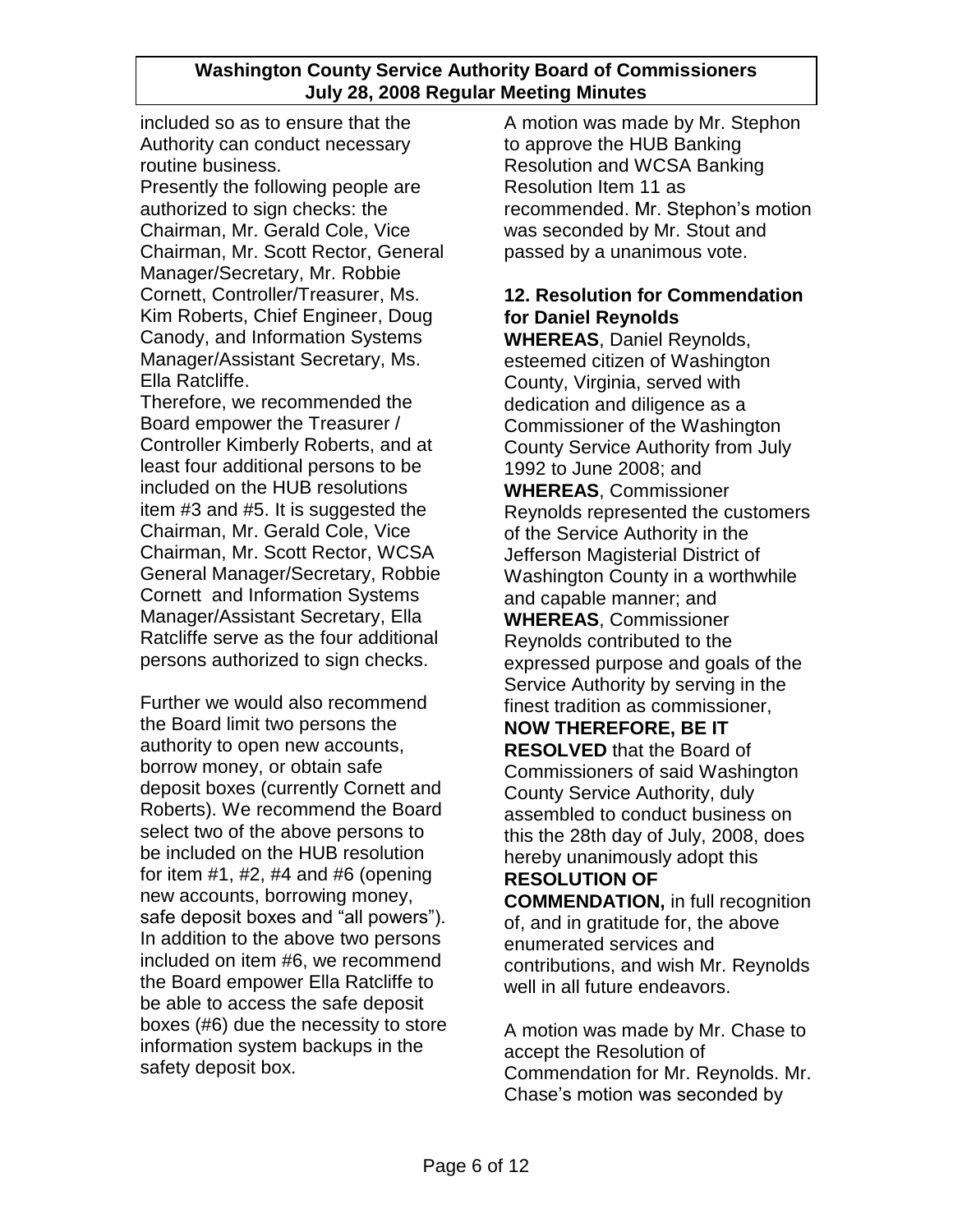included so as to ensure that the Authority can conduct necessary routine business.
Presently the following people are authorized to sign checks: the Chairman, Mr. Gerald Cole, Vice Chairman, Mr. Scott Rector, General Manager/Secretary, Mr. Robbie Cornett, Controller/Treasurer, Ms. Kim Roberts, Chief Engineer, Doug Canody, and Information Systems Manager/Assistant Secretary, Ms. Ella Ratcliffe.
Therefore, we recommended the Board empower the Treasurer / Controller Kimberly Roberts, and at least four additional persons to be included on the HUB resolutions item #3 and #5. It is suggested the Chairman, Mr. Gerald Cole, Vice Chairman, Mr. Scott Rector, WCSA General Manager/Secretary, Robbie Cornett and Information Systems Manager/Assistant Secretary, Ella Ratcliffe serve as the four additional persons authorized to sign checks.

Further we would also recommend the Board limit two persons the authority to open new accounts, borrow money, or obtain safe deposit boxes (currently Cornett and Roberts). We recommend the Board select two of the above persons to be included on the HUB resolution for item #1, #2, #4 and #6 (opening new accounts, borrowing money, safe deposit boxes and "all powers"). In addition to the above two persons included on item #6, we recommend the Board empower Ella Ratcliffe to be able to access the safe deposit boxes (#6) due the necessity to store information system backups in the safety deposit box.

A motion was made by Mr. Stephon to approve the HUB Banking Resolution and WCSA Banking Resolution Item 11 as recommended. Mr. Stephon's motion was seconded by Mr. Stout and passed by a unanimous vote.

**12. Resolution for Commendation for Daniel Reynolds**

**WHEREAS**, Daniel Reynolds, esteemed citizen of Washington County, Virginia, served with dedication and diligence as a Commissioner of the Washington County Service Authority from July 1992 to June 2008; and
**WHEREAS**, Commissioner Reynolds represented the customers of the Service Authority in the Jefferson Magisterial District of Washington County in a worthwhile and capable manner; and
**WHEREAS**, Commissioner Reynolds contributed to the expressed purpose and goals of the Service Authority by serving in the finest tradition as commissioner,
**NOW THEREFORE, BE IT RESOLVED** that the Board of Commissioners of said Washington County Service Authority, duly assembled to conduct business on this the 28th day of July, 2008, does hereby unanimously adopt this **RESOLUTION OF COMMENDATION,** in full recognition of, and in gratitude for, the above enumerated services and contributions, and wish Mr. Reynolds well in all future endeavors.

A motion was made by Mr. Chase to accept the Resolution of Commendation for Mr. Reynolds. Mr. Chase's motion was seconded by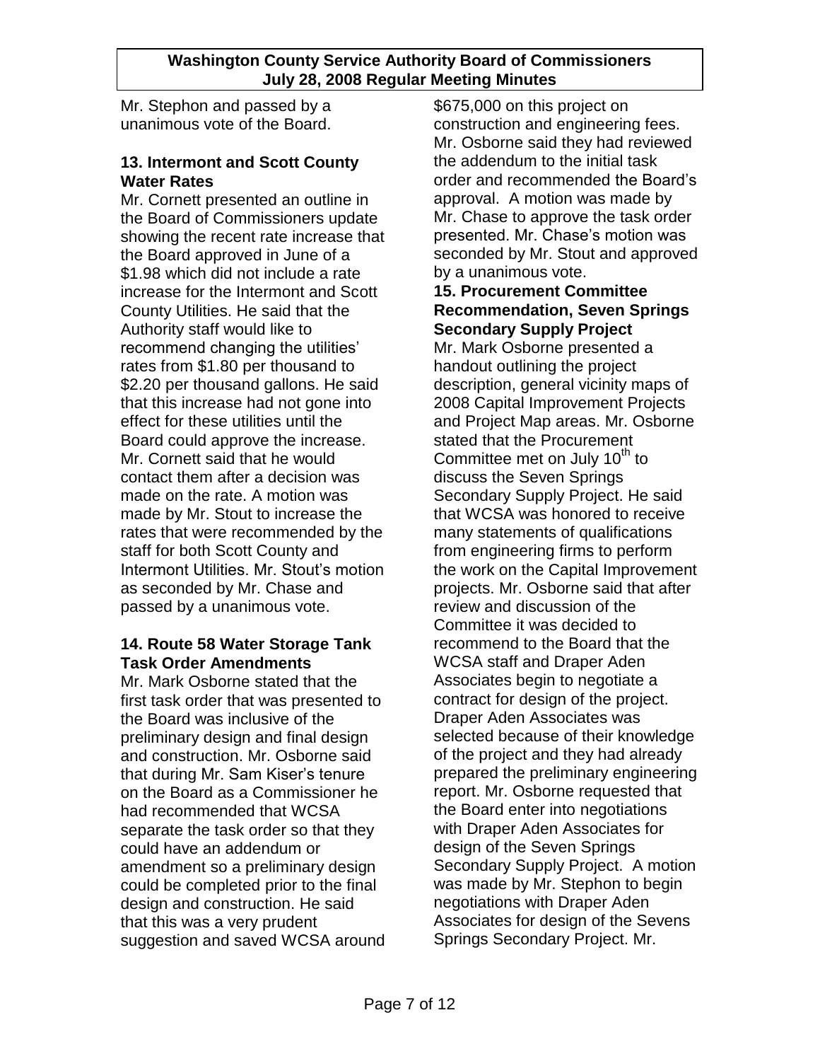Mr. Stephon and passed by a unanimous vote of the Board.

### 13. Intermont and Scott County Water Rates

Mr. Cornett presented an outline in the Board of Commissioners update showing the recent rate increase that the Board approved in June of a $1.98 which did not include a rate increase for the Intermont and Scott County Utilities. He said that the Authority staff would like to recommend changing the utilities' rates from $1.80 per thousand to $2.20 per thousand gallons. He said that this increase had not gone into effect for these utilities until the Board could approve the increase. Mr. Cornett said that he would contact them after a decision was made on the rate. A motion was made by Mr. Stout to increase the rates that were recommended by the staff for both Scott County and Intermont Utilities. Mr. Stout's motion as seconded by Mr. Chase and passed by a unanimous vote.

### 14. Route 58 Water Storage Tank Task Order Amendments

Mr. Mark Osborne stated that the first task order that was presented to the Board was inclusive of the preliminary design and final design and construction. Mr. Osborne said that during Mr. Sam Kiser's tenure on the Board as a Commissioner he had recommended that WCSA separate the task order so that they could have an addendum or amendment so a preliminary design could be completed prior to the final design and construction. He said that this was a very prudent suggestion and saved WCSA around $675,000 on this project on construction and engineering fees. Mr. Osborne said they had reviewed the addendum to the initial task order and recommended the Board's approval. A motion was made by Mr. Chase to approve the task order presented. Mr. Chase's motion was seconded by Mr. Stout and approved by a unanimous vote.

### 15. Procurement Committee Recommendation, Seven Springs Secondary Supply Project

Mr. Mark Osborne presented a handout outlining the project description, general vicinity maps of 2008 Capital Improvement Projects and Project Map areas. Mr. Osborne stated that the Procurement Committee met on July 10th to discuss the Seven Springs Secondary Supply Project. He said that WCSA was honored to receive many statements of qualifications from engineering firms to perform the work on the Capital Improvement projects. Mr. Osborne said that after review and discussion of the Committee it was decided to recommend to the Board that the WCSA staff and Draper Aden Associates begin to negotiate a contract for design of the project. Draper Aden Associates was selected because of their knowledge of the project and they had already prepared the preliminary engineering report. Mr. Osborne requested that the Board enter into negotiations with Draper Aden Associates for design of the Seven Springs Secondary Supply Project. A motion was made by Mr. Stephon to begin negotiations with Draper Aden Associates for design of the Sevens Springs Secondary Project. Mr.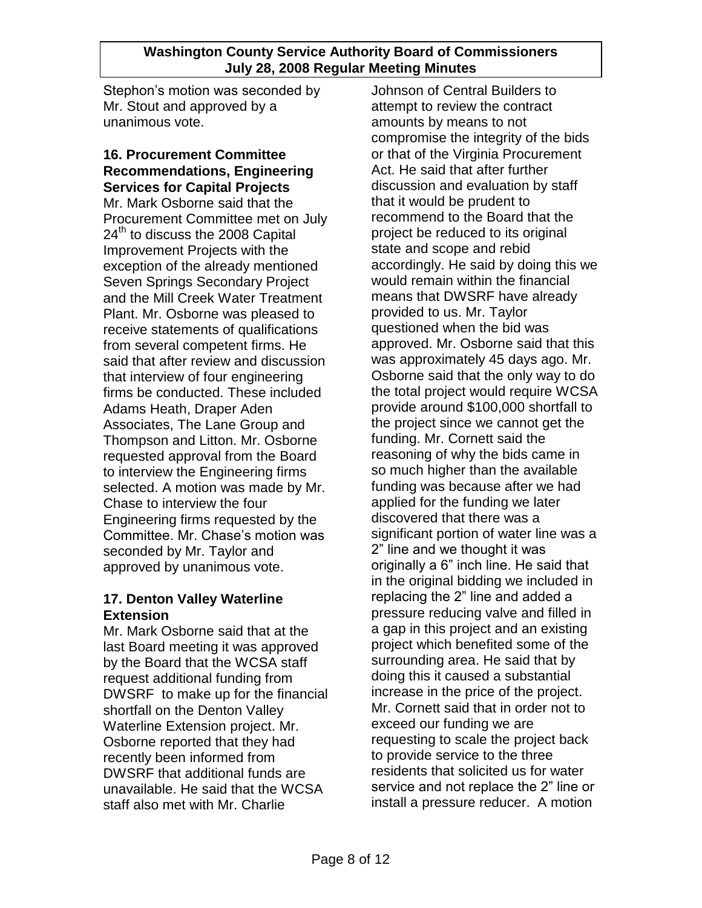Stephon's motion was seconded by Mr. Stout and approved by a unanimous vote.

### 16. Procurement Committee Recommendations, Engineering Services for Capital Projects

Mr. Mark Osborne said that the Procurement Committee met on July 24th to discuss the 2008 Capital Improvement Projects with the exception of the already mentioned Seven Springs Secondary Project and the Mill Creek Water Treatment Plant. Mr. Osborne was pleased to receive statements of qualifications from several competent firms. He said that after review and discussion that interview of four engineering firms be conducted. These included Adams Heath, Draper Aden Associates, The Lane Group and Thompson and Litton. Mr. Osborne requested approval from the Board to interview the Engineering firms selected. A motion was made by Mr. Chase to interview the four Engineering firms requested by the Committee. Mr. Chase's motion was seconded by Mr. Taylor and approved by unanimous vote.

### 17. Denton Valley Waterline Extension

Mr. Mark Osborne said that at the last Board meeting it was approved by the Board that the WCSA staff request additional funding from DWSRF to make up for the financial shortfall on the Denton Valley Waterline Extension project. Mr. Osborne reported that they had recently been informed from DWSRF that additional funds are unavailable. He said that the WCSA staff also met with Mr. Charlie Johnson of Central Builders to attempt to review the contract amounts by means to not compromise the integrity of the bids or that of the Virginia Procurement Act. He said that after further discussion and evaluation by staff that it would be prudent to recommend to the Board that the project be reduced to its original state and scope and rebid accordingly. He said by doing this we would remain within the financial means that DWSRF have already provided to us. Mr. Taylor questioned when the bid was approved. Mr. Osborne said that this was approximately 45 days ago. Mr. Osborne said that the only way to do the total project would require WCSA provide around $100,000 shortfall to the project since we cannot get the funding. Mr. Cornett said the reasoning of why the bids came in so much higher than the available funding was because after we had applied for the funding we later discovered that there was a significant portion of water line was a 2" line and we thought it was originally a 6" inch line. He said that in the original bidding we included in replacing the 2" line and added a pressure reducing valve and filled in a gap in this project and an existing project which benefited some of the surrounding area. He said that by doing this it caused a substantial increase in the price of the project. Mr. Cornett said that in order not to exceed our funding we are requesting to scale the project back to provide service to the three residents that solicited us for water service and not replace the 2" line or install a pressure reducer. A motion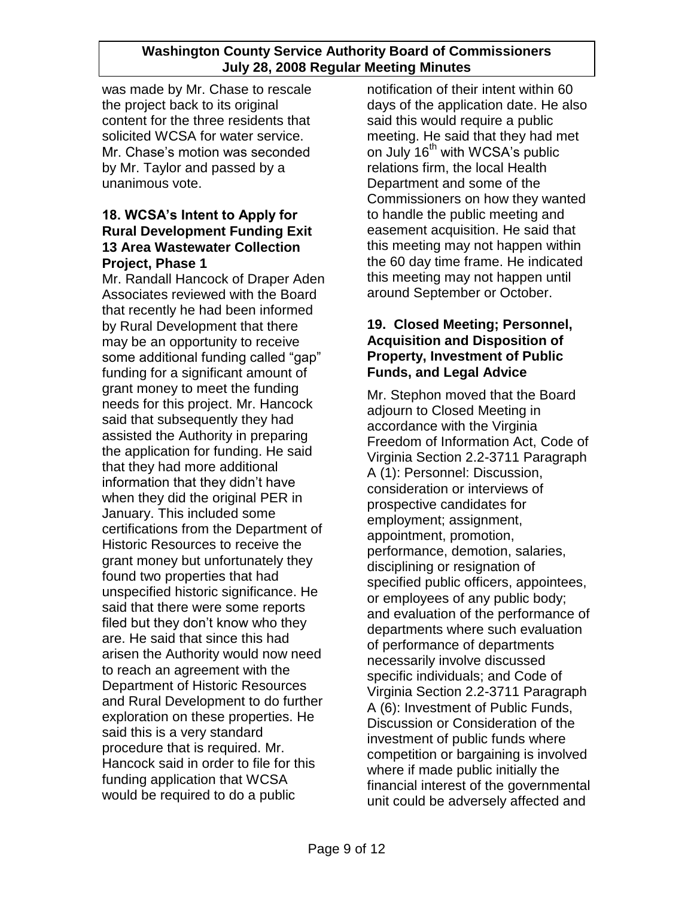was made by Mr. Chase to rescale the project back to its original content for the three residents that solicited WCSA for water service. Mr. Chase's motion was seconded by Mr. Taylor and passed by a unanimous vote.

### 18. WCSA's Intent to Apply for Rural Development Funding Exit 13 Area Wastewater Collection Project, Phase 1

Mr. Randall Hancock of Draper Aden Associates reviewed with the Board that recently he had been informed by Rural Development that there may be an opportunity to receive some additional funding called "gap" funding for a significant amount of grant money to meet the funding needs for this project. Mr. Hancock said that subsequently they had assisted the Authority in preparing the application for funding. He said that they had more additional information that they didn't have when they did the original PER in January. This included some certifications from the Department of Historic Resources to receive the grant money but unfortunately they found two properties that had unspecified historic significance. He said that there were some reports filed but they don't know who they are. He said that since this had arisen the Authority would now need to reach an agreement with the Department of Historic Resources and Rural Development to do further exploration on these properties. He said this is a very standard procedure that is required. Mr. Hancock said in order to file for this funding application that WCSA would be required to do a public notification of their intent within 60 days of the application date. He also said this would require a public meeting. He said that they had met on July 16th with WCSA's public relations firm, the local Health Department and some of the Commissioners on how they wanted to handle the public meeting and easement acquisition. He said that this meeting may not happen within the 60 day time frame. He indicated this meeting may not happen until around September or October.

### 19. Closed Meeting; Personnel, Acquisition and Disposition of Property, Investment of Public Funds, and Legal Advice

Mr. Stephon moved that the Board adjourn to Closed Meeting in accordance with the Virginia Freedom of Information Act, Code of Virginia Section 2.2-3711 Paragraph A (1): Personnel: Discussion, consideration or interviews of prospective candidates for employment; assignment, appointment, promotion, performance, demotion, salaries, disciplining or resignation of specified public officers, appointees, or employees of any public body; and evaluation of the performance of departments where such evaluation of performance of departments necessarily involve discussed specific individuals; and Code of Virginia Section 2.2-3711 Paragraph A (6): Investment of Public Funds, Discussion or Consideration of the investment of public funds where competition or bargaining is involved where if made public initially the financial interest of the governmental unit could be adversely affected and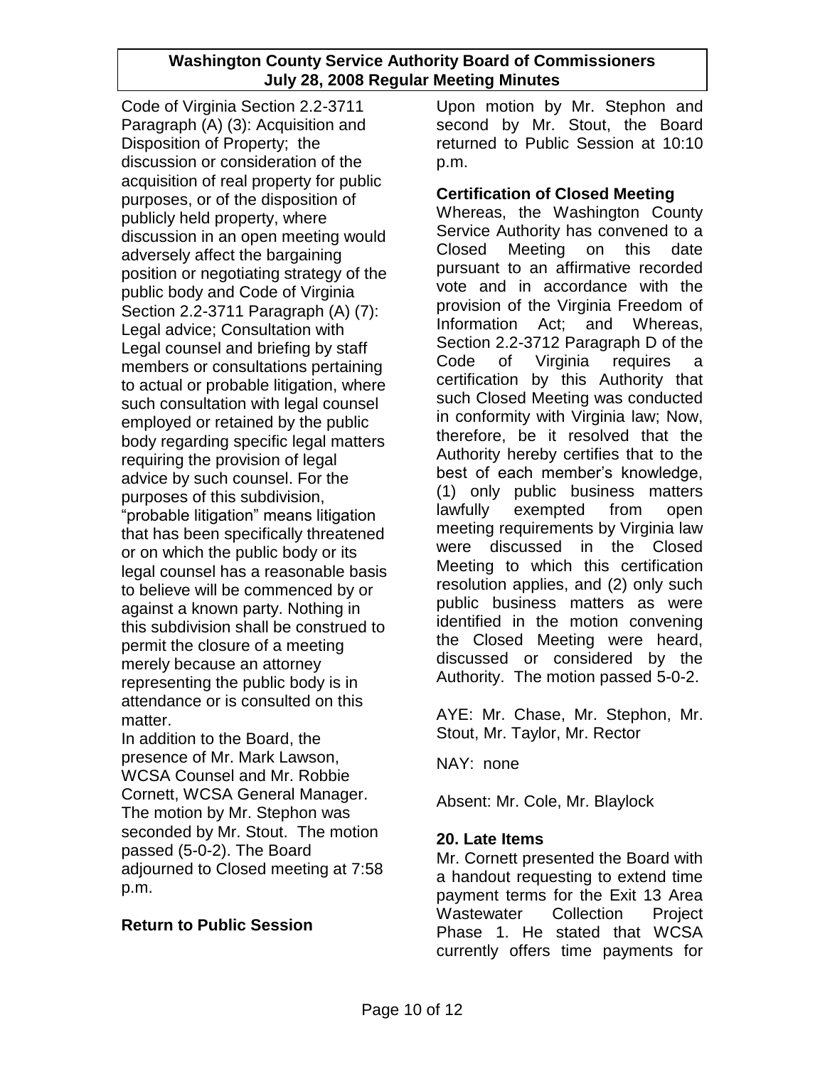Code of Virginia Section 2.2-3711 Paragraph (A) (3): Acquisition and Disposition of Property; the discussion or consideration of the acquisition of real property for public purposes, or of the disposition of publicly held property, where discussion in an open meeting would adversely affect the bargaining position or negotiating strategy of the public body and Code of Virginia Section 2.2-3711 Paragraph (A) (7): Legal advice; Consultation with Legal counsel and briefing by staff members or consultations pertaining to actual or probable litigation, where such consultation with legal counsel employed or retained by the public body regarding specific legal matters requiring the provision of legal advice by such counsel. For the purposes of this subdivision, "probable litigation" means litigation that has been specifically threatened or on which the public body or its legal counsel has a reasonable basis to believe will be commenced by or against a known party. Nothing in this subdivision shall be construed to permit the closure of a meeting merely because an attorney representing the public body is in attendance or is consulted on this matter.

In addition to the Board, the presence of Mr. Mark Lawson, WCSA Counsel and Mr. Robbie Cornett, WCSA General Manager. The motion by Mr. Stephon was seconded by Mr. Stout. The motion passed (5-0-2). The Board adjourned to Closed meeting at 7:58 p.m.

### Return to Public Session

Upon motion by Mr. Stephon and second by Mr. Stout, the Board returned to Public Session at 10:10 p.m.

### Certification of Closed Meeting

Whereas, the Washington County Service Authority has convened to a Closed Meeting on this date pursuant to an affirmative recorded vote and in accordance with the provision of the Virginia Freedom of Information Act; and Whereas, Section 2.2-3712 Paragraph D of the Code of Virginia requires a certification by this Authority that such Closed Meeting was conducted in conformity with Virginia law; Now, therefore, be it resolved that the Authority hereby certifies that to the best of each member's knowledge, (1) only public business matters lawfully exempted from open meeting requirements by Virginia law were discussed in the Closed Meeting to which this certification resolution applies, and (2) only such public business matters as were identified in the motion convening the Closed Meeting were heard, discussed or considered by the Authority. The motion passed 5-0-2.

AYE: Mr. Chase, Mr. Stephon, Mr. Stout, Mr. Taylor, Mr. Rector

NAY: none

Absent: Mr. Cole, Mr. Blaylock

### 20. Late Items

Mr. Cornett presented the Board with a handout requesting to extend time payment terms for the Exit 13 Area Wastewater Collection Project Phase 1. He stated that WCSA currently offers time payments for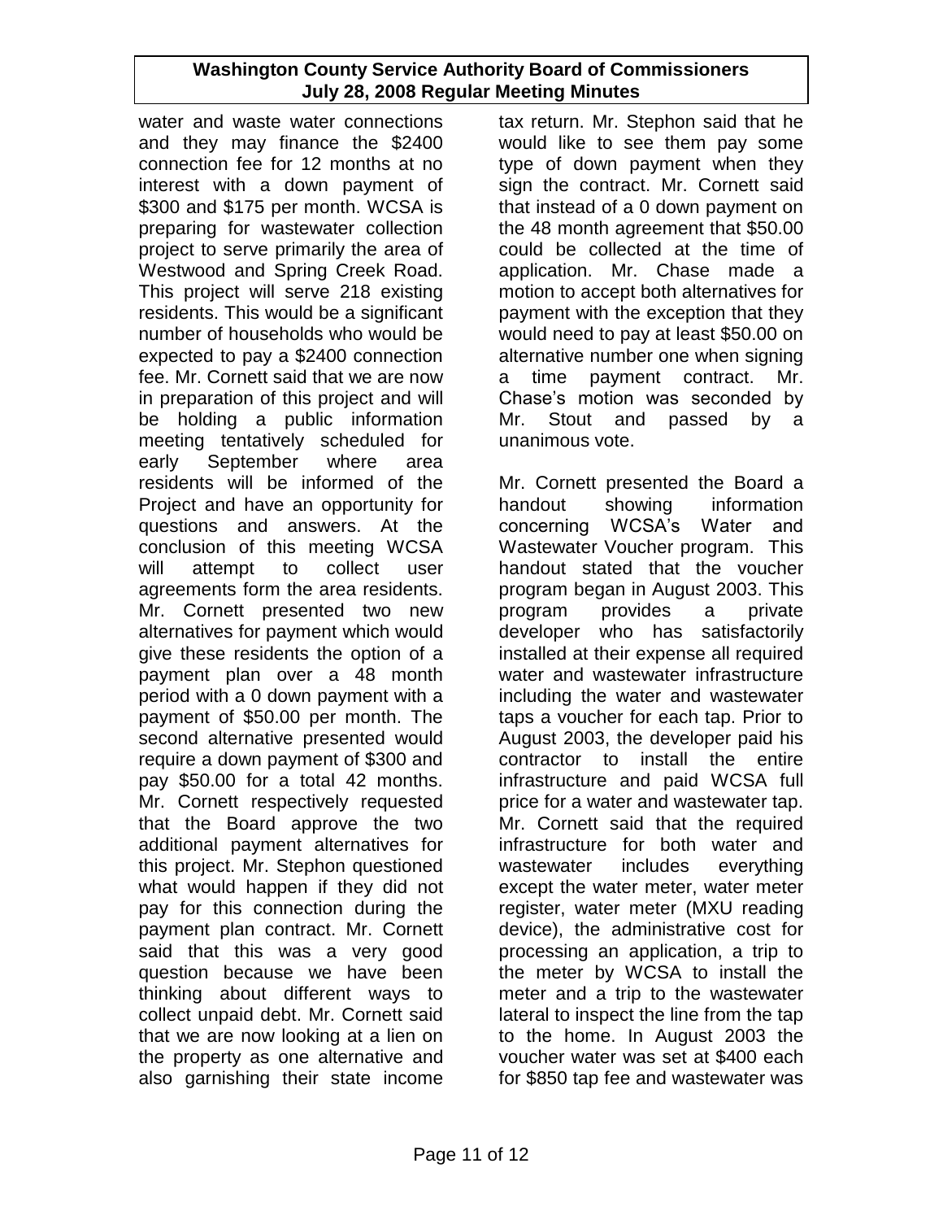water and waste water connections and they may finance the $2400 connection fee for 12 months at no interest with a down payment of $300 and $175 per month. WCSA is preparing for wastewater collection project to serve primarily the area of Westwood and Spring Creek Road. This project will serve 218 existing residents. This would be a significant number of households who would be expected to pay a $2400 connection fee. Mr. Cornett said that we are now in preparation of this project and will be holding a public information meeting tentatively scheduled for early September where area residents will be informed of the Project and have an opportunity for questions and answers. At the conclusion of this meeting WCSA will attempt to collect user agreements form the area residents. Mr. Cornett presented two new alternatives for payment which would give these residents the option of a payment plan over a 48 month period with a 0 down payment with a payment of $50.00 per month. The second alternative presented would require a down payment of $300 and pay $50.00 for a total 42 months. Mr. Cornett respectively requested that the Board approve the two additional payment alternatives for this project. Mr. Stephon questioned what would happen if they did not pay for this connection during the payment plan contract. Mr. Cornett said that this was a very good question because we have been thinking about different ways to collect unpaid debt. Mr. Cornett said that we are now looking at a lien on the property as one alternative and also garnishing their state income tax return. Mr. Stephon said that he would like to see them pay some type of down payment when they sign the contract. Mr. Cornett said that instead of a 0 down payment on the 48 month agreement that $50.00 could be collected at the time of application. Mr. Chase made a motion to accept both alternatives for payment with the exception that they would need to pay at least $50.00 on alternative number one when signing a time payment contract. Mr. Chase's motion was seconded by Mr. Stout and passed by a unanimous vote.

Mr. Cornett presented the Board a handout showing information concerning WCSA's Water and Wastewater Voucher program. This handout stated that the voucher program began in August 2003. This program provides a private developer who has satisfactorily installed at their expense all required water and wastewater infrastructure including the water and wastewater taps a voucher for each tap. Prior to August 2003, the developer paid his contractor to install the entire infrastructure and paid WCSA full price for a water and wastewater tap. Mr. Cornett said that the required infrastructure for both water and wastewater includes everything except the water meter, water meter register, water meter (MXU reading device), the administrative cost for processing an application, a trip to the meter by WCSA to install the meter and a trip to the wastewater lateral to inspect the line from the tap to the home. In August 2003 the voucher water was set at $400 each for $850 tap fee and wastewater was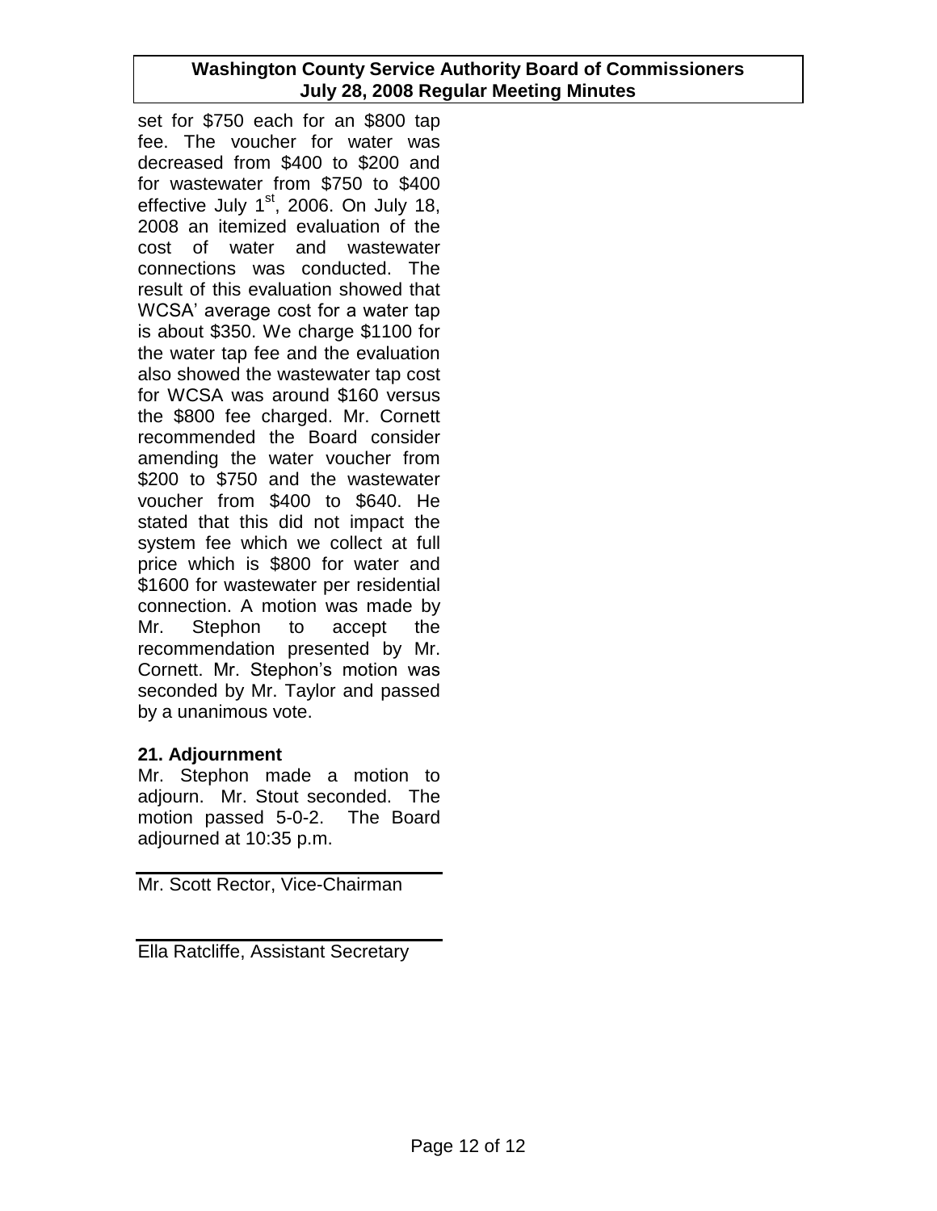set for $750 each for an $800 tap fee. The voucher for water was decreased from $400 to $200 and for wastewater from $750 to $400 effective July 1st, 2006. On July 18, 2008 an itemized evaluation of the cost of water and wastewater connections was conducted. The result of this evaluation showed that WCSA' average cost for a water tap is about $350. We charge $1100 for the water tap fee and the evaluation also showed the wastewater tap cost for WCSA was around $160 versus the $800 fee charged. Mr. Cornett recommended the Board consider amending the water voucher from $200 to $750 and the wastewater voucher from $400 to $640. He stated that this did not impact the system fee which we collect at full price which is $800 for water and $1600 for wastewater per residential connection. A motion was made by Mr. Stephon to accept the recommendation presented by Mr. Cornett. Mr. Stephon's motion was seconded by Mr. Taylor and passed by a unanimous vote.

**21. Adjournment**

Mr. Stephon made a motion to adjourn. Mr. Stout seconded. The motion passed 5-0-2. The Board adjourned at 10:35 p.m.

\_\_\_\_\_\_\_\_\_\_\_\_\_\_\_\_\_\_\_\_\_\_\_\_\_\_\_\_\_\_

Mr. Scott Rector, Vice-Chairman

\_\_\_\_\_\_\_\_\_\_\_\_\_\_\_\_\_\_\_\_\_\_\_\_\_\_\_\_\_\_

Ella Ratcliffe, Assistant Secretary